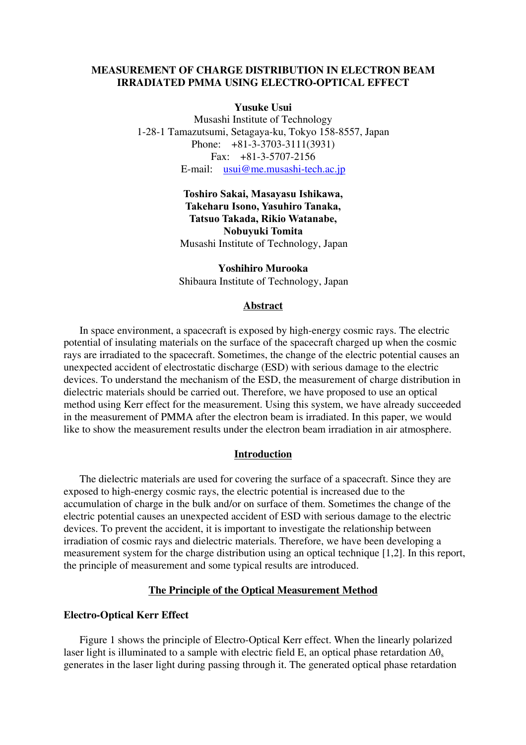# MEASUREMENT OF CHARGE DISTRIBUTION IN ELECTRON BEAM IRRADIATED PMMA USING ELECTRO-OPTICAL EFFECT

**Yusuke Usui**
Musashi Institute of Technology
1-28-1 Tamazutsumi, Setagaya-ku, Tokyo 158-8557, Japan
Phone: +81-3-3703-3111(3931)
Fax: +81-3-5707-2156
E-mail: usui@me.musashi-tech.ac.jp

**Toshiro Sakai, Masayasu Ishikawa, Takeharu Isono, Yasuhiro Tanaka, Tatsuo Takada, Rikio Watanabe, Nobuyuki Tomita**
Musashi Institute of Technology, Japan

**Yoshihiro Murooka**
Shibaura Institute of Technology, Japan

## Abstract

In space environment, a spacecraft is exposed by high-energy cosmic rays. The electric potential of insulating materials on the surface of the spacecraft charged up when the cosmic rays are irradiated to the spacecraft. Sometimes, the change of the electric potential causes an unexpected accident of electrostatic discharge (ESD) with serious damage to the electric devices. To understand the mechanism of the ESD, the measurement of charge distribution in dielectric materials should be carried out. Therefore, we have proposed to use an optical method using Kerr effect for the measurement. Using this system, we have already succeeded in the measurement of PMMA after the electron beam is irradiated. In this paper, we would like to show the measurement results under the electron beam irradiation in air atmosphere.

## Introduction

The dielectric materials are used for covering the surface of a spacecraft. Since they are exposed to high-energy cosmic rays, the electric potential is increased due to the accumulation of charge in the bulk and/or on surface of them. Sometimes the change of the electric potential causes an unexpected accident of ESD with serious damage to the electric devices. To prevent the accident, it is important to investigate the relationship between irradiation of cosmic rays and dielectric materials. Therefore, we have been developing a measurement system for the charge distribution using an optical technique [1,2]. In this report, the principle of measurement and some typical results are introduced.

## The Principle of the Optical Measurement Method

### Electro-Optical Kerr Effect

Figure 1 shows the principle of Electro-Optical Kerr effect. When the linearly polarized laser light is illuminated to a sample with electric field E, an optical phase retardation $\Delta\theta_s$ generates in the laser light during passing through it. The generated optical phase retardation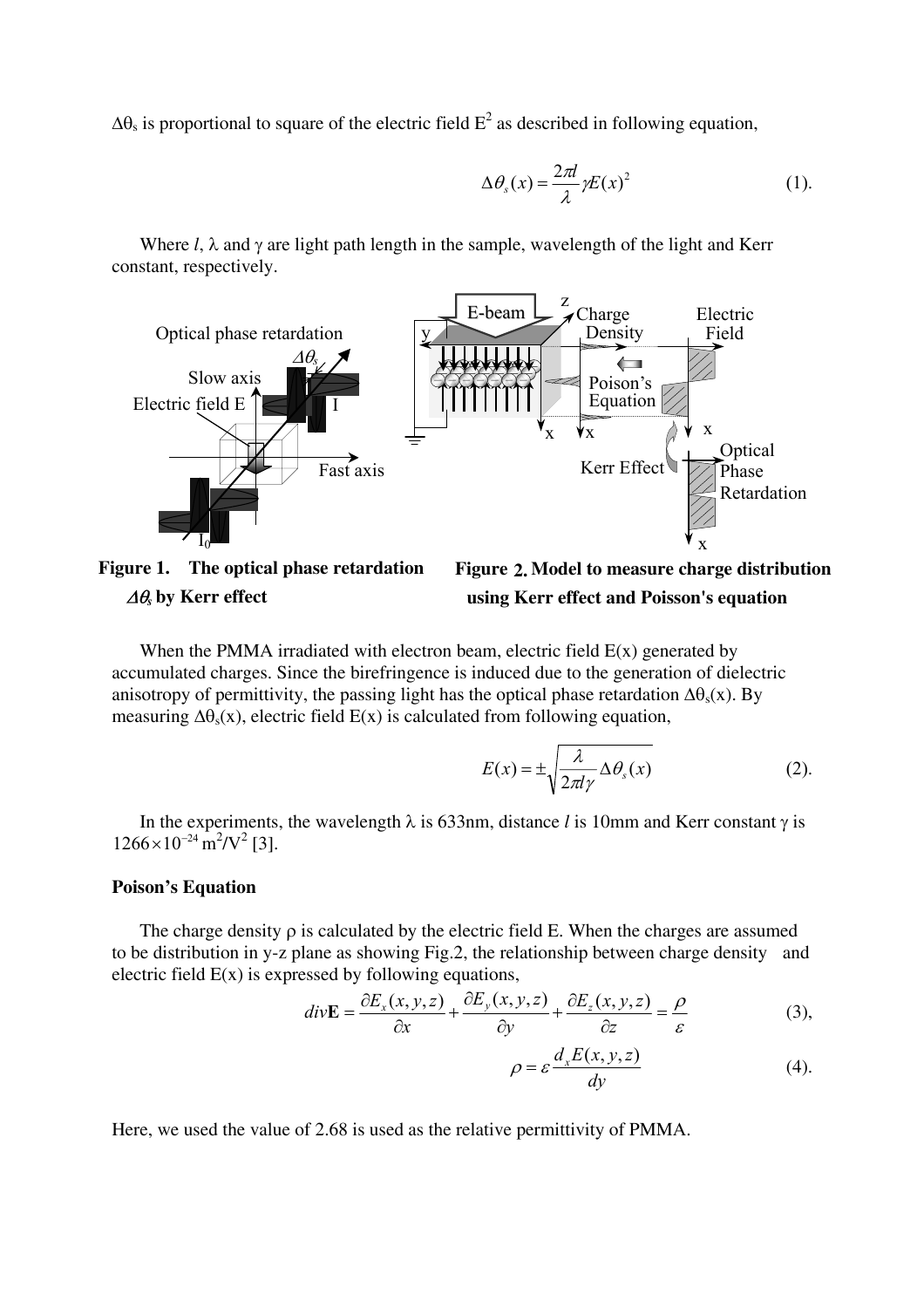$\Delta\theta_s$ is proportional to square of the electric field $E^2$ as described in following equation,

$$\Delta\theta_s(x) = \frac{2\pi l}{\lambda}\gamma E(x)^2 \quad (1).$$

Where $l$, $\lambda$ and $\gamma$ are light path length in the sample, wavelength of the light and Kerr constant, respectively.

**Figure 1. The optical phase retardation $\Delta\theta_s$ by Kerr effect**

**Figure 2. Model to measure charge distribution using Kerr effect and Poisson's equation**

When the PMMA irradiated with electron beam, electric field E(x) generated by accumulated charges. Since the birefringence is induced due to the generation of dielectric anisotropy of permittivity, the passing light has the optical phase retardation $\Delta\theta_s(x)$. By measuring $\Delta\theta_s(x)$, electric field E(x) is calculated from following equation,

$$E(x) = \pm\sqrt{\frac{\lambda}{2\pi l\gamma}\Delta\theta_s(x)} \quad (2).$$

In the experiments, the wavelength $\lambda$ is 633nm, distance $l$ is 10mm and Kerr constant $\gamma$ is $1266\times10^{-24}$ m$^2$/V$^2$ [3].

**Poison's Equation**

The charge density $\rho$ is calculated by the electric field E. When the charges are assumed to be distribution in y-z plane as showing Fig.2, the relationship between charge density and electric field E(x) is expressed by following equations,

$$div\mathbf{E} = \frac{\partial E_x(x,y,z)}{\partial x} + \frac{\partial E_y(x,y,z)}{\partial y} + \frac{\partial E_z(x,y,z)}{\partial z} = \frac{\rho}{\varepsilon} \quad (3),$$

$$\rho = \varepsilon\frac{d_x E(x,y,z)}{dy} \quad (4).$$

Here, we used the value of 2.68 is used as the relative permittivity of PMMA.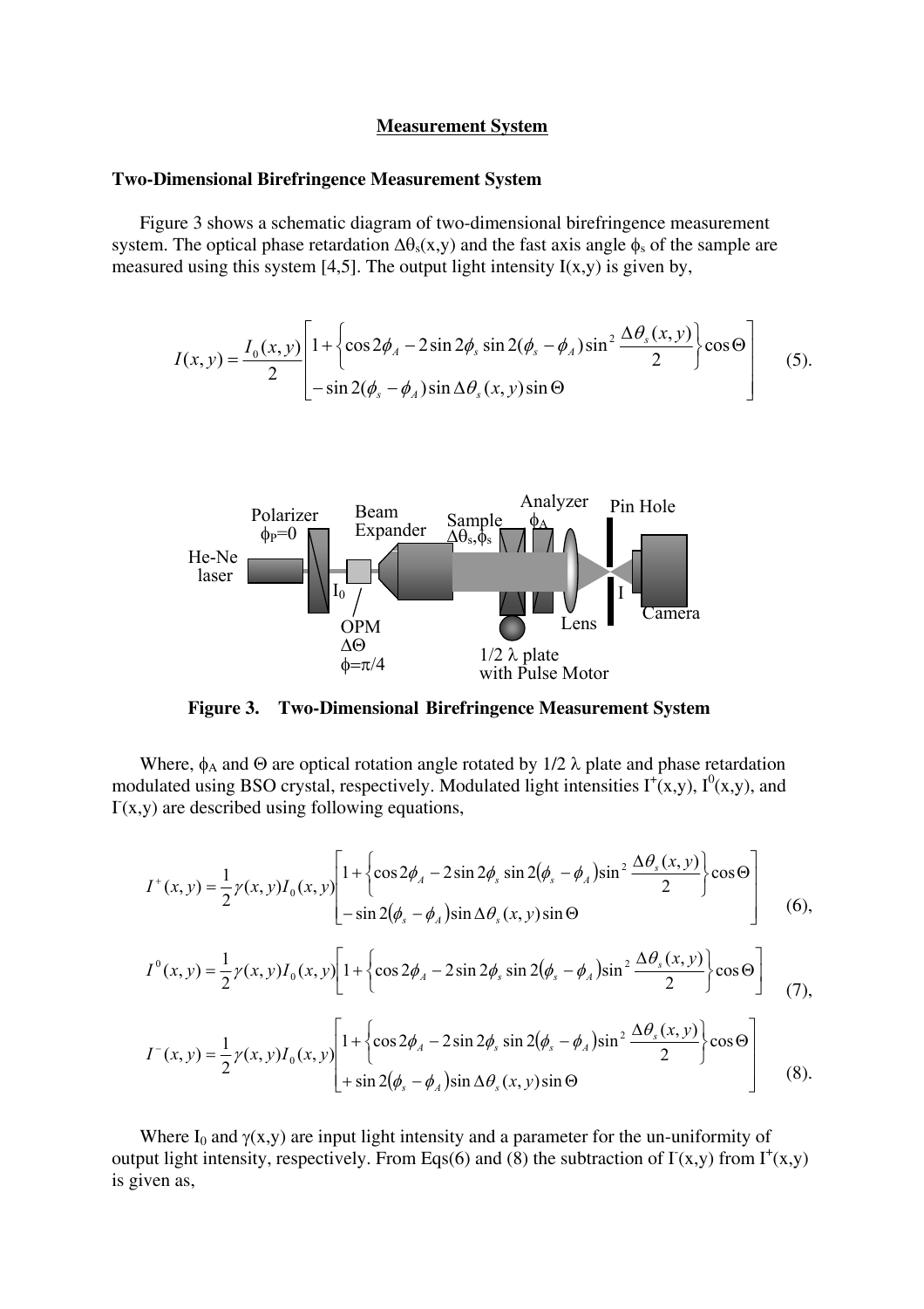## Measurement System

### Two-Dimensional Birefringence Measurement System

Figure 3 shows a schematic diagram of two-dimensional birefringence measurement system. The optical phase retardation $\Delta\theta_s(x,y)$ and the fast axis angle $\phi_s$ of the sample are measured using this system [4,5]. The output light intensity $I(x,y)$ is given by,

$$I(x,y) = \frac{I_0(x,y)}{2}\left[\begin{array}{l} 1 + \left\{\cos 2\phi_A - 2\sin 2\phi_s \sin 2(\phi_s - \phi_A)\sin^2 \dfrac{\Delta\theta_s(x,y)}{2}\right\}\cos\Theta \\ -\sin 2(\phi_s - \phi_A)\sin \Delta\theta_s(x,y)\sin\Theta \end{array}\right] \quad (5).$$

**Figure 3. Two-Dimensional Birefringence Measurement System**

Where, $\phi_A$ and $\Theta$ are optical rotation angle rotated by 1/2 $\lambda$ plate and phase retardation modulated using BSO crystal, respectively. Modulated light intensities $I^+(x,y)$, $I^0(x,y)$, and $I^-(x,y)$ are described using following equations,

$$I^+(x,y) = \frac{1}{2}\gamma(x,y)I_0(x,y)\left[\begin{array}{l} 1 + \left\{\cos 2\phi_A - 2\sin 2\phi_s \sin 2(\phi_s - \phi_A)\sin^2 \dfrac{\Delta\theta_s(x,y)}{2}\right\}\cos\Theta \\ -\sin 2(\phi_s - \phi_A)\sin \Delta\theta_s(x,y)\sin\Theta \end{array}\right] \quad (6),$$

$$I^0(x,y) = \frac{1}{2}\gamma(x,y)I_0(x,y)\left[1 + \left\{\cos 2\phi_A - 2\sin 2\phi_s \sin 2(\phi_s - \phi_A)\sin^2 \frac{\Delta\theta_s(x,y)}{2}\right\}\cos\Theta\right] \quad (7),$$

$$I^-(x,y) = \frac{1}{2}\gamma(x,y)I_0(x,y)\left[\begin{array}{l} 1 + \left\{\cos 2\phi_A - 2\sin 2\phi_s \sin 2(\phi_s - \phi_A)\sin^2 \dfrac{\Delta\theta_s(x,y)}{2}\right\}\cos\Theta \\ +\sin 2(\phi_s - \phi_A)\sin \Delta\theta_s(x,y)\sin\Theta \end{array}\right] \quad (8).$$

Where $I_0$ and $\gamma(x,y)$ are input light intensity and a parameter for the un-uniformity of output light intensity, respectively. From Eqs(6) and (8) the subtraction of $I^-(x,y)$ from $I^+(x,y)$ is given as,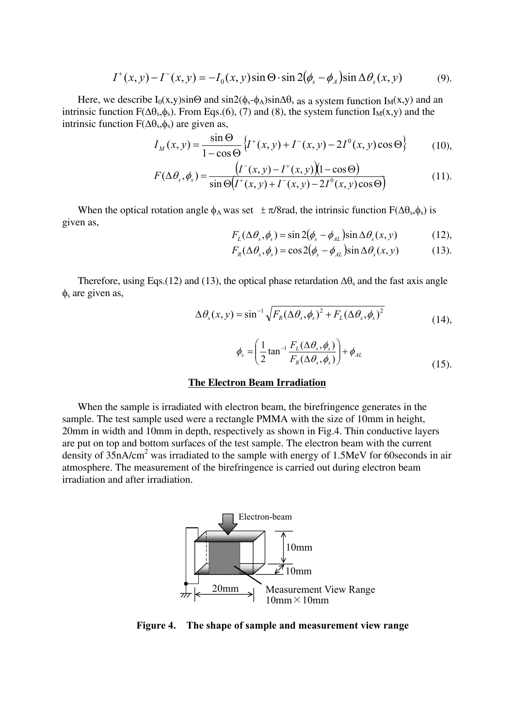$$I^{+}(x,y) - I^{-}(x,y) = -I_0(x,y)\sin\Theta \cdot \sin 2(\phi_s - \phi_A)\sin\Delta\theta_s(x,y) \qquad (9).$$

Here, we describe $I_0(x,y)\sin\Theta$ and $\sin 2(\phi_s-\phi_A)\sin\Delta\theta_s$ as a system function $I_M(x,y)$ and an intrinsic function $F(\Delta\theta_s,\phi_s)$. From Eqs.(6), (7) and (8), the system function $I_M(x,y)$ and the intrinsic function $F(\Delta\theta_s,\phi_s)$ are given as,

$$I_M(x,y) = \frac{\sin\Theta}{1-\cos\Theta}\left\{I^{+}(x,y) + I^{-}(x,y) - 2I^{0}(x,y)\cos\Theta\right\} \qquad (10),$$

$$F(\Delta\theta_s,\phi_s) = \frac{\left(I^{-}(x,y) - I^{+}(x,y)\right)\left(1-\cos\Theta\right)}{\sin\Theta\left(I^{+}(x,y) + I^{-}(x,y) - 2I^{0}(x,y)\cos\Theta\right)} \qquad (11).$$

When the optical rotation angle $\phi_A$ was set $\pm\pi/8$rad, the intrinsic function $F(\Delta\theta_s,\phi_s)$ is given as,

$$F_L(\Delta\theta_s,\phi_s) = \sin 2(\phi_s - \phi_{AL})\sin\Delta\theta_s(x,y) \qquad (12),$$

$$F_R(\Delta\theta_s,\phi_s) = \cos 2(\phi_s - \phi_{AL})\sin\Delta\theta_s(x,y) \qquad (13).$$

Therefore, using Eqs.(12) and (13), the optical phase retardation $\Delta\theta_s$ and the fast axis angle $\phi_s$ are given as,

$$\Delta\theta_s(x,y) = \sin^{-1}\sqrt{F_R(\Delta\theta_s,\phi_s)^2 + F_L(\Delta\theta_s,\phi_s)^2} \qquad (14),$$

$$\phi_s = \left(\frac{1}{2}\tan^{-1}\frac{F_L(\Delta\theta_s,\phi_s)}{F_R(\Delta\theta_s,\phi_s)}\right) + \phi_{AL} \qquad (15).$$

## The Electron Beam Irradiation

When the sample is irradiated with electron beam, the birefringence generates in the sample. The test sample used were a rectangle PMMA with the size of 10mm in height, 20mm in width and 10mm in depth, respectively as shown in Fig.4. Thin conductive layers are put on top and bottom surfaces of the test sample. The electron beam with the current density of 35nA/cm$^2$ was irradiated to the sample with energy of 1.5MeV for 60seconds in air atmosphere. The measurement of the birefringence is carried out during electron beam irradiation and after irradiation.

**Figure 4. The shape of sample and measurement view range**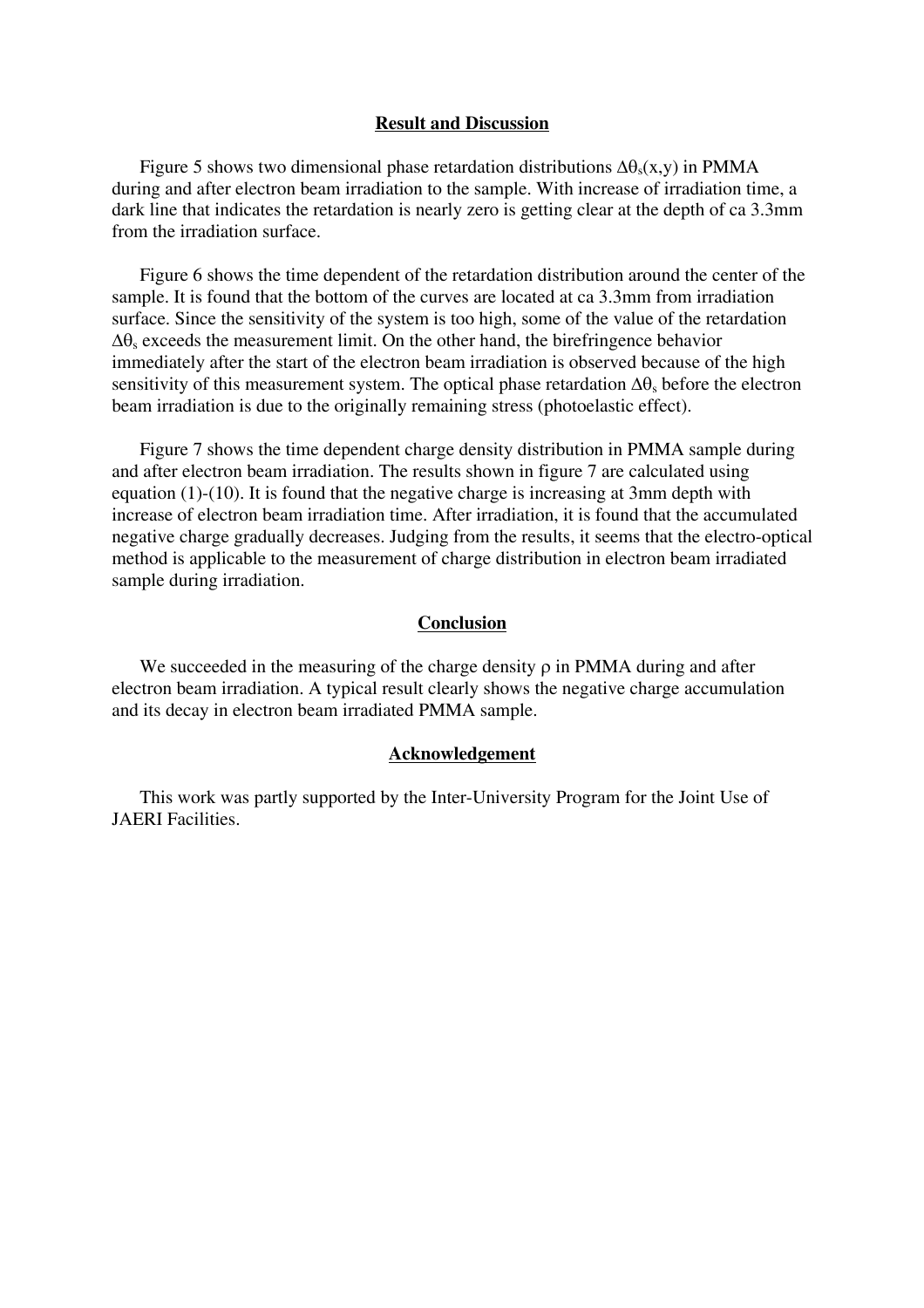## Result and Discussion

Figure 5 shows two dimensional phase retardation distributions $\Delta\theta_s(x,y)$ in PMMA during and after electron beam irradiation to the sample. With increase of irradiation time, a dark line that indicates the retardation is nearly zero is getting clear at the depth of ca 3.3mm from the irradiation surface.

Figure 6 shows the time dependent of the retardation distribution around the center of the sample. It is found that the bottom of the curves are located at ca 3.3mm from irradiation surface. Since the sensitivity of the system is too high, some of the value of the retardation $\Delta\theta_s$ exceeds the measurement limit. On the other hand, the birefringence behavior immediately after the start of the electron beam irradiation is observed because of the high sensitivity of this measurement system. The optical phase retardation $\Delta\theta_s$ before the electron beam irradiation is due to the originally remaining stress (photoelastic effect).

Figure 7 shows the time dependent charge density distribution in PMMA sample during and after electron beam irradiation. The results shown in figure 7 are calculated using equation (1)-(10). It is found that the negative charge is increasing at 3mm depth with increase of electron beam irradiation time. After irradiation, it is found that the accumulated negative charge gradually decreases. Judging from the results, it seems that the electro-optical method is applicable to the measurement of charge distribution in electron beam irradiated sample during irradiation.

## Conclusion

We succeeded in the measuring of the charge density $\rho$ in PMMA during and after electron beam irradiation. A typical result clearly shows the negative charge accumulation and its decay in electron beam irradiated PMMA sample.

## Acknowledgement

This work was partly supported by the Inter-University Program for the Joint Use of JAERI Facilities.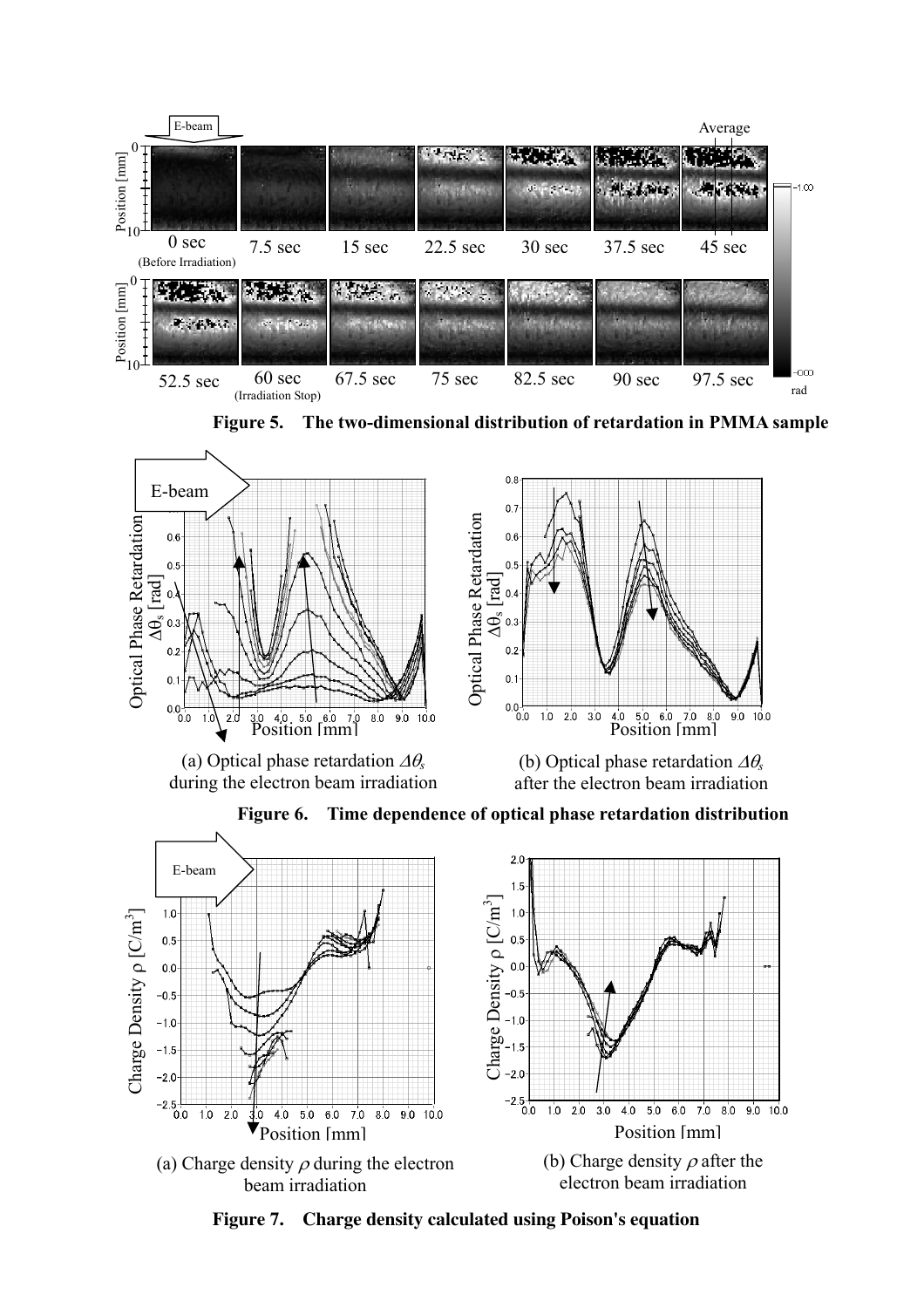**Figure 5. The two-dimensional distribution of retardation in PMMA sample**

(a) Optical phase retardation $\Delta\theta_s$ during the electron beam irradiation

(b) Optical phase retardation $\Delta\theta_s$ after the electron beam irradiation

**Figure 6. Time dependence of optical phase retardation distribution**

(a) Charge density $\rho$ during the electron beam irradiation

(b) Charge density $\rho$ after the electron beam irradiation

**Figure 7. Charge density calculated using Poison's equation**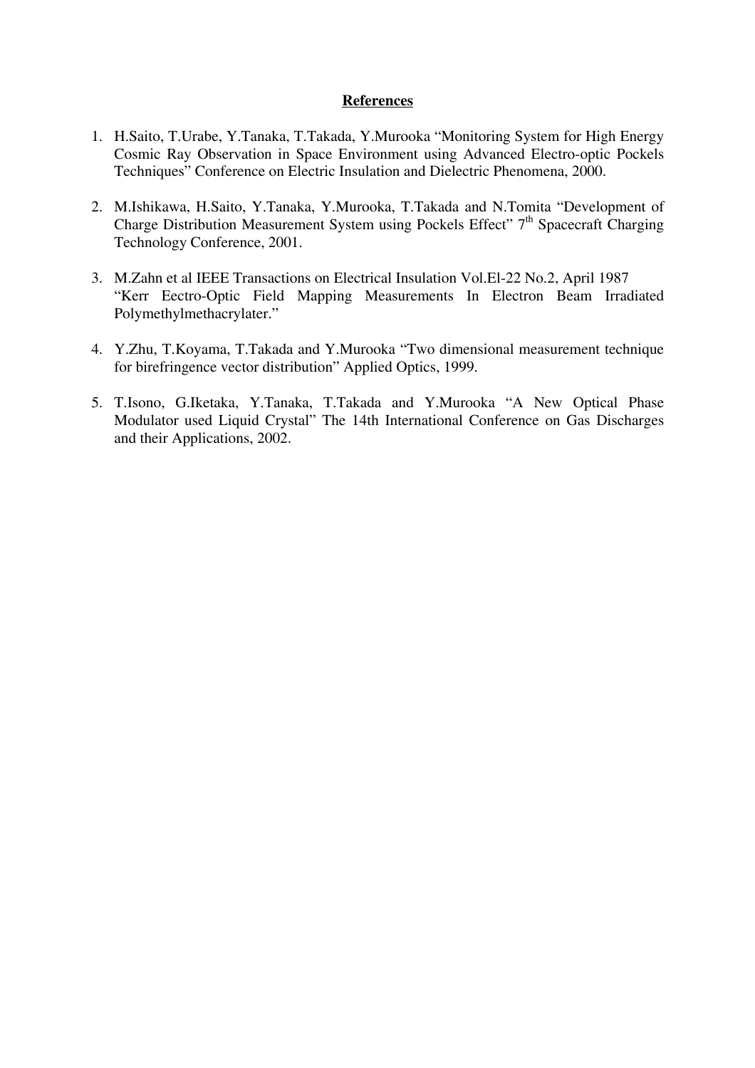## References

1. H.Saito, T.Urabe, Y.Tanaka, T.Takada, Y.Murooka "Monitoring System for High Energy Cosmic Ray Observation in Space Environment using Advanced Electro-optic Pockels Techniques" Conference on Electric Insulation and Dielectric Phenomena, 2000.

2. M.Ishikawa, H.Saito, Y.Tanaka, Y.Murooka, T.Takada and N.Tomita "Development of Charge Distribution Measurement System using Pockels Effect" 7th Spacecraft Charging Technology Conference, 2001.

3. M.Zahn et al IEEE Transactions on Electrical Insulation Vol.El-22 No.2, April 1987 "Kerr Eectro-Optic Field Mapping Measurements In Electron Beam Irradiated Polymethylmethacrylater."

4. Y.Zhu, T.Koyama, T.Takada and Y.Murooka "Two dimensional measurement technique for birefringence vector distribution" Applied Optics, 1999.

5. T.Isono, G.Iketaka, Y.Tanaka, T.Takada and Y.Murooka "A New Optical Phase Modulator used Liquid Crystal" The 14th International Conference on Gas Discharges and their Applications, 2002.